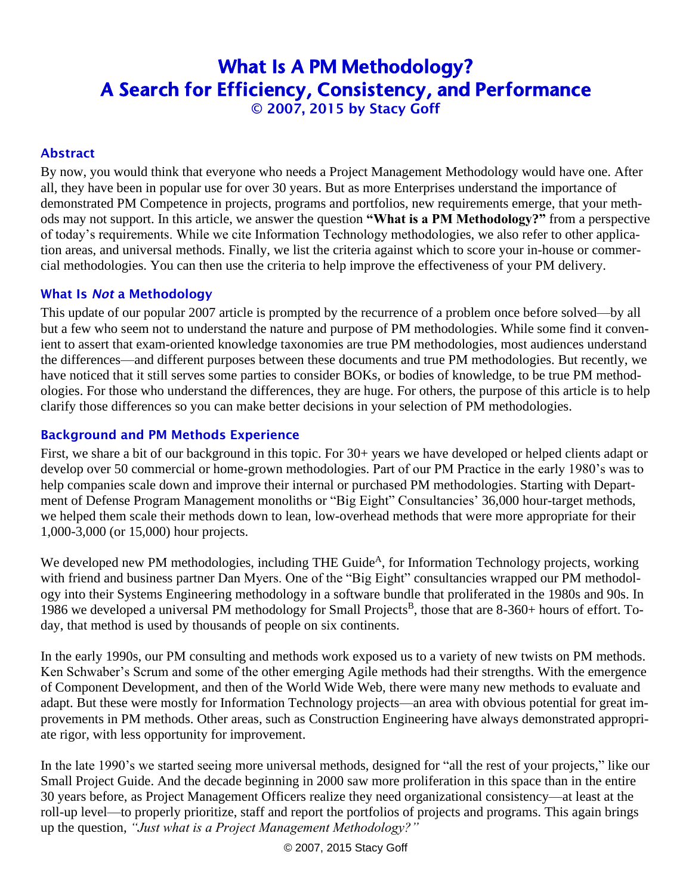# What Is A PM Methodology?
# A Search for Efficiency, Consistency, and Performance
**© 2007, 2015 by Stacy Goff**

## Abstract

By now, you would think that everyone who needs a Project Management Methodology would have one. After all, they have been in popular use for over 30 years. But as more Enterprises understand the importance of demonstrated PM Competence in projects, programs and portfolios, new requirements emerge, that your methods may not support. In this article, we answer the question **"What is a PM Methodology?"** from a perspective of today's requirements. While we cite Information Technology methodologies, we also refer to other application areas, and universal methods. Finally, we list the criteria against which to score your in-house or commercial methodologies. You can then use the criteria to help improve the effectiveness of your PM delivery.

## What Is *Not* a Methodology

This update of our popular 2007 article is prompted by the recurrence of a problem once before solved—by all but a few who seem not to understand the nature and purpose of PM methodologies. While some find it convenient to assert that exam-oriented knowledge taxonomies are true PM methodologies, most audiences understand the differences—and different purposes between these documents and true PM methodologies. But recently, we have noticed that it still serves some parties to consider BOKs, or bodies of knowledge, to be true PM methodologies. For those who understand the differences, they are huge. For others, the purpose of this article is to help clarify those differences so you can make better decisions in your selection of PM methodologies.

## Background and PM Methods Experience

First, we share a bit of our background in this topic. For 30+ years we have developed or helped clients adapt or develop over 50 commercial or home-grown methodologies. Part of our PM Practice in the early 1980's was to help companies scale down and improve their internal or purchased PM methodologies. Starting with Department of Defense Program Management monoliths or "Big Eight" Consultancies' 36,000 hour-target methods, we helped them scale their methods down to lean, low-overhead methods that were more appropriate for their 1,000-3,000 (or 15,000) hour projects.

We developed new PM methodologies, including THE Guide[A], for Information Technology projects, working with friend and business partner Dan Myers. One of the "Big Eight" consultancies wrapped our PM methodology into their Systems Engineering methodology in a software bundle that proliferated in the 1980s and 90s. In 1986 we developed a universal PM methodology for Small Projects[B], those that are 8-360+ hours of effort. Today, that method is used by thousands of people on six continents.

In the early 1990s, our PM consulting and methods work exposed us to a variety of new twists on PM methods. Ken Schwaber's Scrum and some of the other emerging Agile methods had their strengths. With the emergence of Component Development, and then of the World Wide Web, there were many new methods to evaluate and adapt. But these were mostly for Information Technology projects—an area with obvious potential for great improvements in PM methods. Other areas, such as Construction Engineering have always demonstrated appropriate rigor, with less opportunity for improvement.

In the late 1990's we started seeing more universal methods, designed for "all the rest of your projects," like our Small Project Guide. And the decade beginning in 2000 saw more proliferation in this space than in the entire 30 years before, as Project Management Officers realize they need organizational consistency—at least at the roll-up level—to properly prioritize, staff and report the portfolios of projects and programs. This again brings up the question, *"Just what is a Project Management Methodology?"*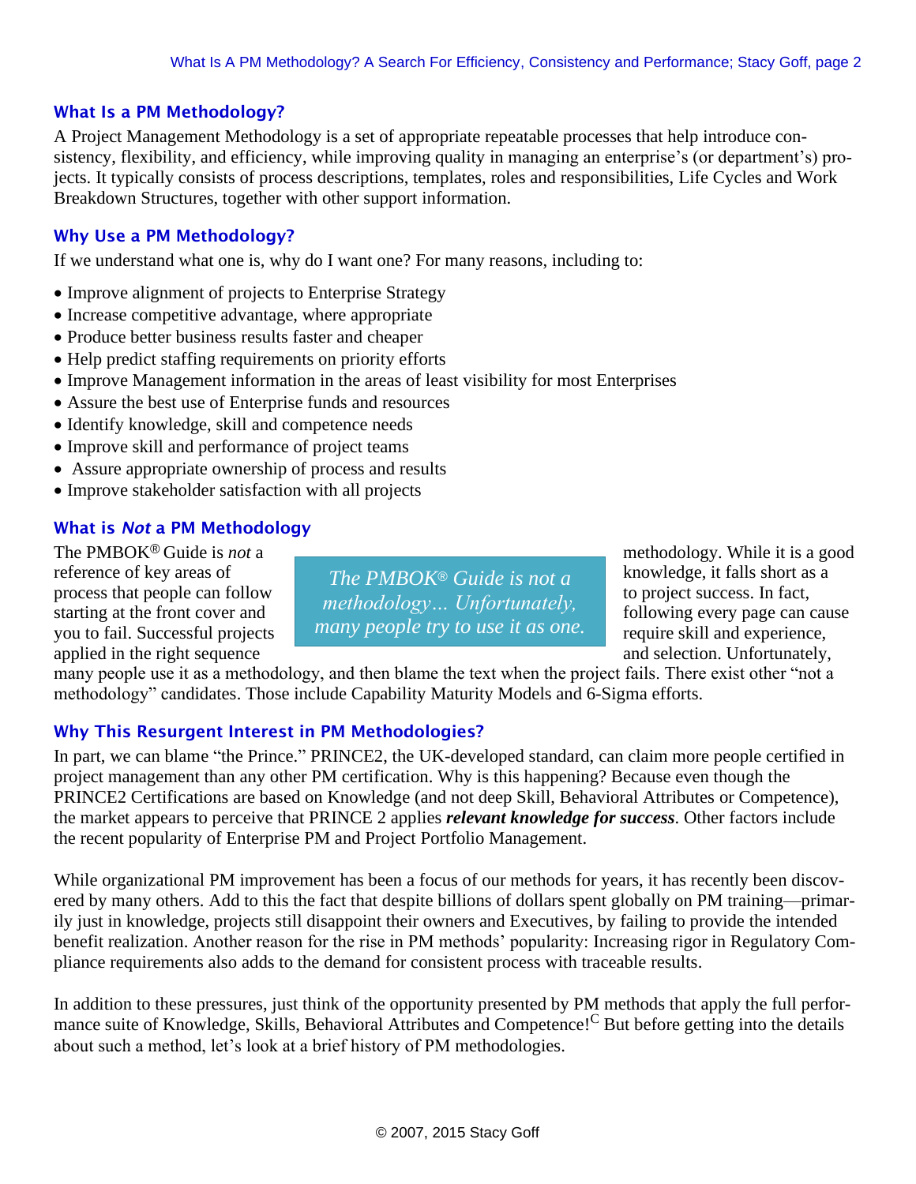## What Is a PM Methodology?

A Project Management Methodology is a set of appropriate repeatable processes that help introduce consistency, flexibility, and efficiency, while improving quality in managing an enterprise's (or department's) projects. It typically consists of process descriptions, templates, roles and responsibilities, Life Cycles and Work Breakdown Structures, together with other support information.

## Why Use a PM Methodology?

If we understand what one is, why do I want one? For many reasons, including to:

- Improve alignment of projects to Enterprise Strategy
- Increase competitive advantage, where appropriate
- Produce better business results faster and cheaper
- Help predict staffing requirements on priority efforts
- Improve Management information in the areas of least visibility for most Enterprises
- Assure the best use of Enterprise funds and resources
- Identify knowledge, skill and competence needs
- Improve skill and performance of project teams
- Assure appropriate ownership of process and results
- Improve stakeholder satisfaction with all projects

## What is *Not* a PM Methodology

> *The PMBOK® Guide is not a methodology… Unfortunately, many people try to use it as one.*

The PMBOK® Guide is *not* a methodology. While it is a good reference of key areas of knowledge, it falls short as a process that people can follow to project success. In fact, starting at the front cover and following every page can cause you to fail. Successful projects require skill and experience, applied in the right sequence and selection. Unfortunately, many people use it as a methodology, and then blame the text when the project fails. There exist other "not a methodology" candidates. Those include Capability Maturity Models and 6-Sigma efforts.

## Why This Resurgent Interest in PM Methodologies?

In part, we can blame "the Prince." PRINCE2, the UK-developed standard, can claim more people certified in project management than any other PM certification. Why is this happening? Because even though the PRINCE2 Certifications are based on Knowledge (and not deep Skill, Behavioral Attributes or Competence), the market appears to perceive that PRINCE 2 applies ***relevant knowledge for success***. Other factors include the recent popularity of Enterprise PM and Project Portfolio Management.

While organizational PM improvement has been a focus of our methods for years, it has recently been discovered by many others. Add to this the fact that despite billions of dollars spent globally on PM training—primarily just in knowledge, projects still disappoint their owners and Executives, by failing to provide the intended benefit realization. Another reason for the rise in PM methods' popularity: Increasing rigor in Regulatory Compliance requirements also adds to the demand for consistent process with traceable results.

In addition to these pressures, just think of the opportunity presented by PM methods that apply the full performance suite of Knowledge, Skills, Behavioral Attributes and Competence![C] But before getting into the details about such a method, let's look at a brief history of PM methodologies.

© 2007, 2015 Stacy Goff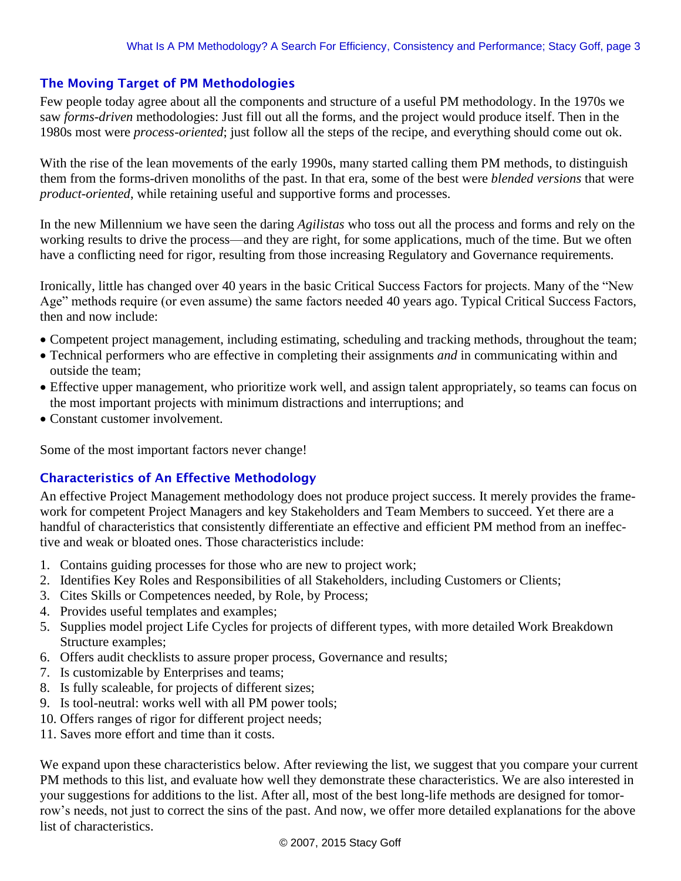## The Moving Target of PM Methodologies

Few people today agree about all the components and structure of a useful PM methodology. In the 1970s we saw *forms-driven* methodologies: Just fill out all the forms, and the project would produce itself. Then in the 1980s most were *process-oriented*; just follow all the steps of the recipe, and everything should come out ok.

With the rise of the lean movements of the early 1990s, many started calling them PM methods, to distinguish them from the forms-driven monoliths of the past. In that era, some of the best were *blended versions* that were *product-oriented*, while retaining useful and supportive forms and processes.

In the new Millennium we have seen the daring *Agilistas* who toss out all the process and forms and rely on the working results to drive the process—and they are right, for some applications, much of the time. But we often have a conflicting need for rigor, resulting from those increasing Regulatory and Governance requirements.

Ironically, little has changed over 40 years in the basic Critical Success Factors for projects. Many of the "New Age" methods require (or even assume) the same factors needed 40 years ago. Typical Critical Success Factors, then and now include:

- Competent project management, including estimating, scheduling and tracking methods, throughout the team;
- Technical performers who are effective in completing their assignments *and* in communicating within and outside the team;
- Effective upper management, who prioritize work well, and assign talent appropriately, so teams can focus on the most important projects with minimum distractions and interruptions; and
- Constant customer involvement.

Some of the most important factors never change!

## Characteristics of An Effective Methodology

An effective Project Management methodology does not produce project success. It merely provides the framework for competent Project Managers and key Stakeholders and Team Members to succeed. Yet there are a handful of characteristics that consistently differentiate an effective and efficient PM method from an ineffective and weak or bloated ones. Those characteristics include:

1. Contains guiding processes for those who are new to project work;
2. Identifies Key Roles and Responsibilities of all Stakeholders, including Customers or Clients;
3. Cites Skills or Competences needed, by Role, by Process;
4. Provides useful templates and examples;
5. Supplies model project Life Cycles for projects of different types, with more detailed Work Breakdown Structure examples;
6. Offers audit checklists to assure proper process, Governance and results;
7. Is customizable by Enterprises and teams;
8. Is fully scaleable, for projects of different sizes;
9. Is tool-neutral: works well with all PM power tools;
10. Offers ranges of rigor for different project needs;
11. Saves more effort and time than it costs.

We expand upon these characteristics below. After reviewing the list, we suggest that you compare your current PM methods to this list, and evaluate how well they demonstrate these characteristics. We are also interested in your suggestions for additions to the list. After all, most of the best long-life methods are designed for tomorrow's needs, not just to correct the sins of the past. And now, we offer more detailed explanations for the above list of characteristics.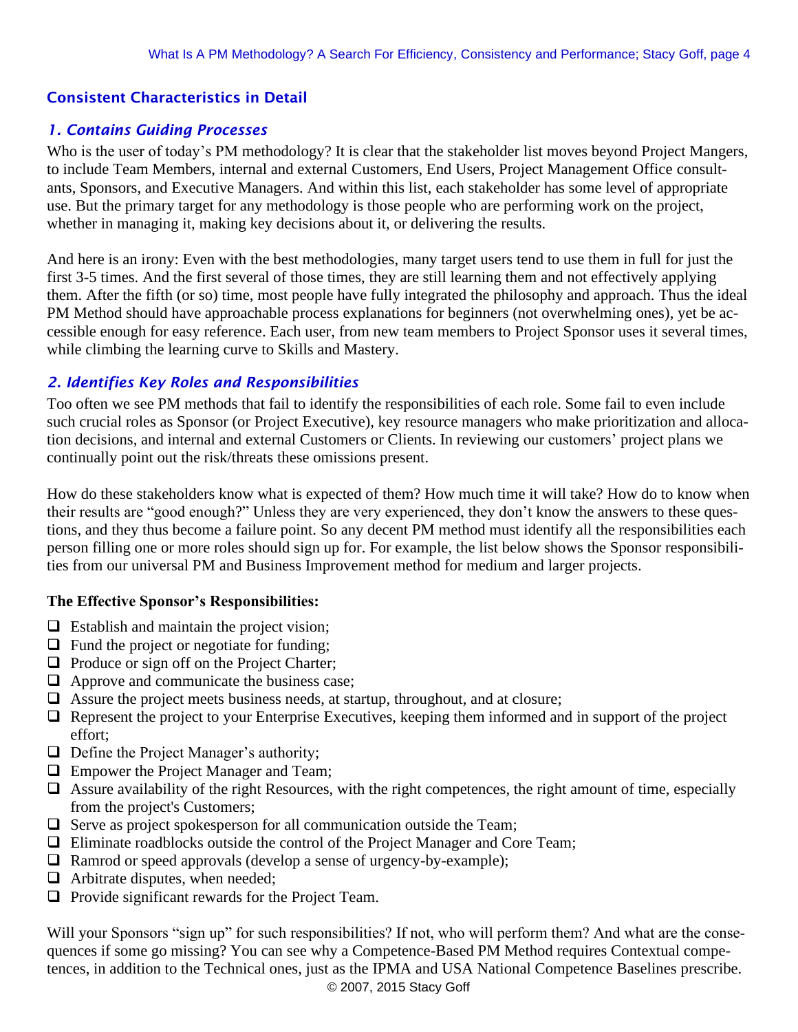## Consistent Characteristics in Detail

### *1. Contains Guiding Processes*

Who is the user of today's PM methodology? It is clear that the stakeholder list moves beyond Project Mangers, to include Team Members, internal and external Customers, End Users, Project Management Office consultants, Sponsors, and Executive Managers. And within this list, each stakeholder has some level of appropriate use. But the primary target for any methodology is those people who are performing work on the project, whether in managing it, making key decisions about it, or delivering the results.

And here is an irony: Even with the best methodologies, many target users tend to use them in full for just the first 3-5 times. And the first several of those times, they are still learning them and not effectively applying them. After the fifth (or so) time, most people have fully integrated the philosophy and approach. Thus the ideal PM Method should have approachable process explanations for beginners (not overwhelming ones), yet be accessible enough for easy reference. Each user, from new team members to Project Sponsor uses it several times, while climbing the learning curve to Skills and Mastery.

### *2. Identifies Key Roles and Responsibilities*

Too often we see PM methods that fail to identify the responsibilities of each role. Some fail to even include such crucial roles as Sponsor (or Project Executive), key resource managers who make prioritization and allocation decisions, and internal and external Customers or Clients. In reviewing our customers' project plans we continually point out the risk/threats these omissions present.

How do these stakeholders know what is expected of them? How much time it will take? How do to know when their results are "good enough?" Unless they are very experienced, they don't know the answers to these questions, and they thus become a failure point. So any decent PM method must identify all the responsibilities each person filling one or more roles should sign up for. For example, the list below shows the Sponsor responsibilities from our universal PM and Business Improvement method for medium and larger projects.

**The Effective Sponsor's Responsibilities:**

- [ ] Establish and maintain the project vision;
- [ ] Fund the project or negotiate for funding;
- [ ] Produce or sign off on the Project Charter;
- [ ] Approve and communicate the business case;
- [ ] Assure the project meets business needs, at startup, throughout, and at closure;
- [ ] Represent the project to your Enterprise Executives, keeping them informed and in support of the project effort;
- [ ] Define the Project Manager's authority;
- [ ] Empower the Project Manager and Team;
- [ ] Assure availability of the right Resources, with the right competences, the right amount of time, especially from the project's Customers;
- [ ] Serve as project spokesperson for all communication outside the Team;
- [ ] Eliminate roadblocks outside the control of the Project Manager and Core Team;
- [ ] Ramrod or speed approvals (develop a sense of urgency-by-example);
- [ ] Arbitrate disputes, when needed;
- [ ] Provide significant rewards for the Project Team.

Will your Sponsors "sign up" for such responsibilities? If not, who will perform them? And what are the consequences if some go missing? You can see why a Competence-Based PM Method requires Contextual competences, in addition to the Technical ones, just as the IPMA and USA National Competence Baselines prescribe.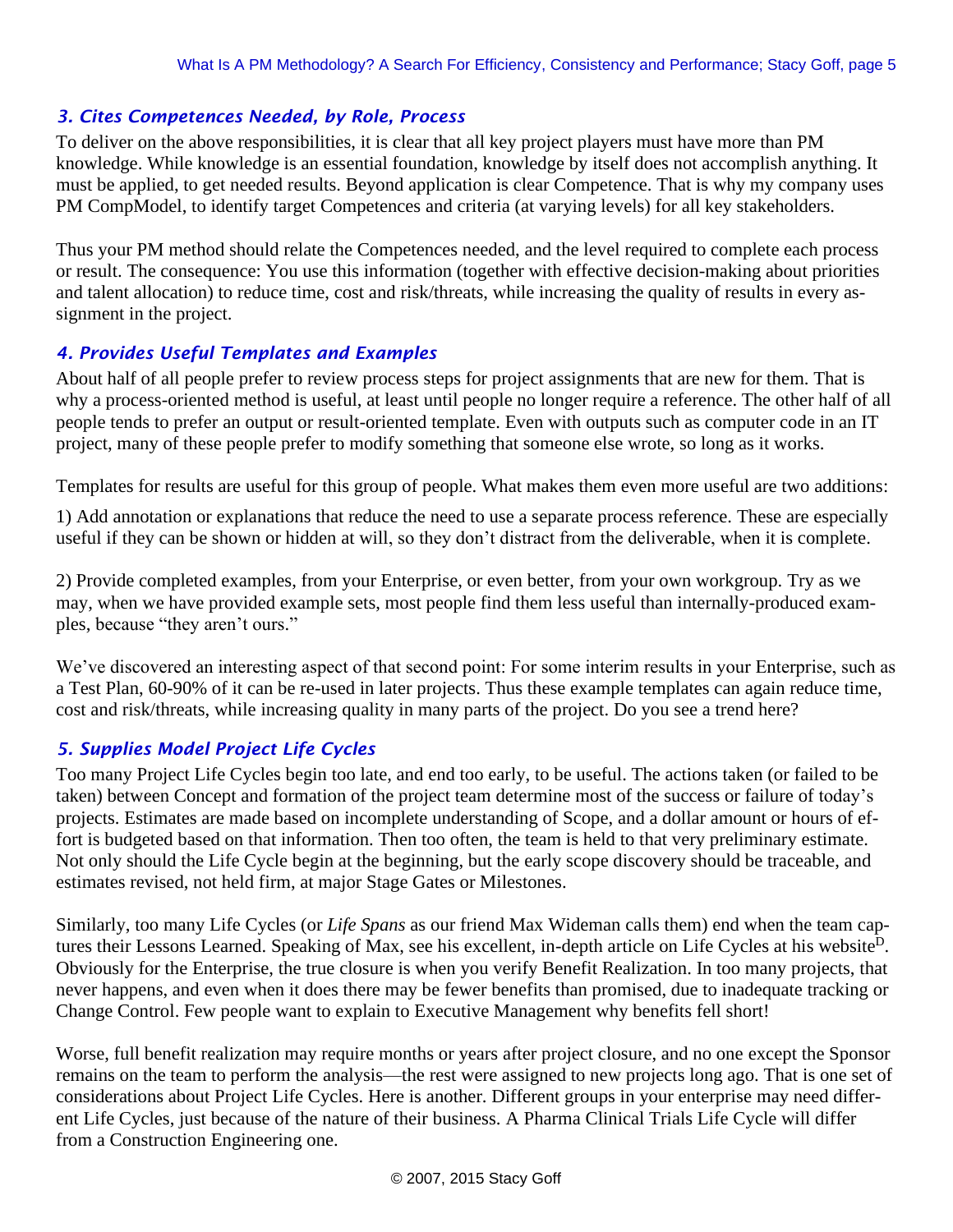### *3. Cites Competences Needed, by Role, Process*

To deliver on the above responsibilities, it is clear that all key project players must have more than PM knowledge. While knowledge is an essential foundation, knowledge by itself does not accomplish anything. It must be applied, to get needed results. Beyond application is clear Competence. That is why my company uses PM CompModel, to identify target Competences and criteria (at varying levels) for all key stakeholders.

Thus your PM method should relate the Competences needed, and the level required to complete each process or result. The consequence: You use this information (together with effective decision-making about priorities and talent allocation) to reduce time, cost and risk/threats, while increasing the quality of results in every assignment in the project.

### *4. Provides Useful Templates and Examples*

About half of all people prefer to review process steps for project assignments that are new for them. That is why a process-oriented method is useful, at least until people no longer require a reference. The other half of all people tends to prefer an output or result-oriented template. Even with outputs such as computer code in an IT project, many of these people prefer to modify something that someone else wrote, so long as it works.

Templates for results are useful for this group of people. What makes them even more useful are two additions:

1) Add annotation or explanations that reduce the need to use a separate process reference. These are especially useful if they can be shown or hidden at will, so they don't distract from the deliverable, when it is complete.

2) Provide completed examples, from your Enterprise, or even better, from your own workgroup. Try as we may, when we have provided example sets, most people find them less useful than internally-produced examples, because "they aren't ours."

We've discovered an interesting aspect of that second point: For some interim results in your Enterprise, such as a Test Plan, 60-90% of it can be re-used in later projects. Thus these example templates can again reduce time, cost and risk/threats, while increasing quality in many parts of the project. Do you see a trend here?

### *5. Supplies Model Project Life Cycles*

Too many Project Life Cycles begin too late, and end too early, to be useful. The actions taken (or failed to be taken) between Concept and formation of the project team determine most of the success or failure of today's projects. Estimates are made based on incomplete understanding of Scope, and a dollar amount or hours of effort is budgeted based on that information. Then too often, the team is held to that very preliminary estimate. Not only should the Life Cycle begin at the beginning, but the early scope discovery should be traceable, and estimates revised, not held firm, at major Stage Gates or Milestones.

Similarly, too many Life Cycles (or *Life Spans* as our friend Max Wideman calls them) end when the team captures their Lessons Learned. Speaking of Max, see his excellent, in-depth article on Life Cycles at his website[D]. Obviously for the Enterprise, the true closure is when you verify Benefit Realization. In too many projects, that never happens, and even when it does there may be fewer benefits than promised, due to inadequate tracking or Change Control. Few people want to explain to Executive Management why benefits fell short!

Worse, full benefit realization may require months or years after project closure, and no one except the Sponsor remains on the team to perform the analysis—the rest were assigned to new projects long ago. That is one set of considerations about Project Life Cycles. Here is another. Different groups in your enterprise may need different Life Cycles, just because of the nature of their business. A Pharma Clinical Trials Life Cycle will differ from a Construction Engineering one.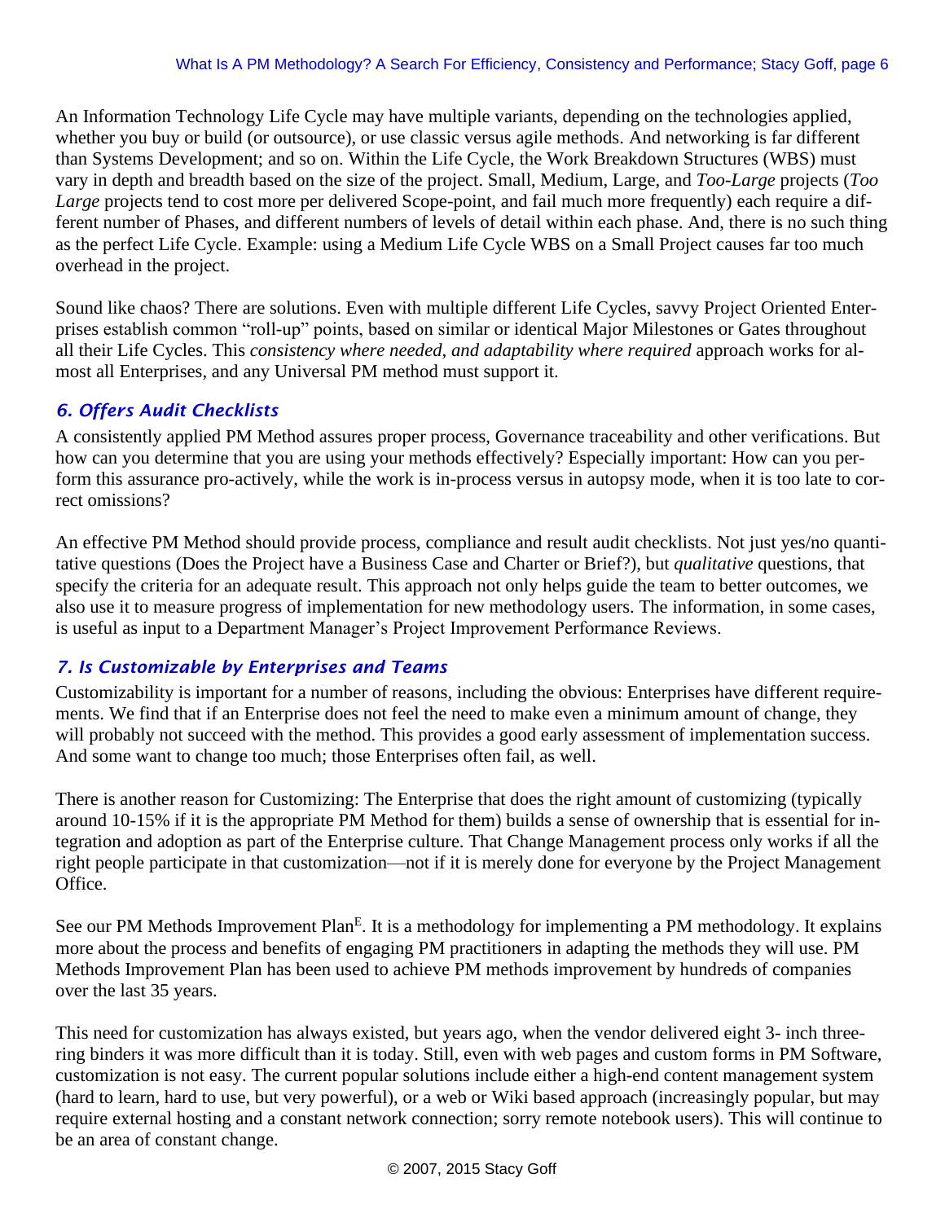An Information Technology Life Cycle may have multiple variants, depending on the technologies applied, whether you buy or build (or outsource), or use classic versus agile methods. And networking is far different than Systems Development; and so on. Within the Life Cycle, the Work Breakdown Structures (WBS) must vary in depth and breadth based on the size of the project. Small, Medium, Large, and *Too-Large* projects (*Too Large* projects tend to cost more per delivered Scope-point, and fail much more frequently) each require a different number of Phases, and different numbers of levels of detail within each phase. And, there is no such thing as the perfect Life Cycle. Example: using a Medium Life Cycle WBS on a Small Project causes far too much overhead in the project.

Sound like chaos? There are solutions. Even with multiple different Life Cycles, savvy Project Oriented Enterprises establish common "roll-up" points, based on similar or identical Major Milestones or Gates throughout all their Life Cycles. This *consistency where needed, and adaptability where required* approach works for almost all Enterprises, and any Universal PM method must support it.

### *6. Offers Audit Checklists*

A consistently applied PM Method assures proper process, Governance traceability and other verifications. But how can you determine that you are using your methods effectively? Especially important: How can you perform this assurance pro-actively, while the work is in-process versus in autopsy mode, when it is too late to correct omissions?

An effective PM Method should provide process, compliance and result audit checklists. Not just yes/no quantitative questions (Does the Project have a Business Case and Charter or Brief?), but *qualitative* questions, that specify the criteria for an adequate result. This approach not only helps guide the team to better outcomes, we also use it to measure progress of implementation for new methodology users. The information, in some cases, is useful as input to a Department Manager's Project Improvement Performance Reviews.

### *7. Is Customizable by Enterprises and Teams*

Customizability is important for a number of reasons, including the obvious: Enterprises have different requirements. We find that if an Enterprise does not feel the need to make even a minimum amount of change, they will probably not succeed with the method. This provides a good early assessment of implementation success. And some want to change too much; those Enterprises often fail, as well.

There is another reason for Customizing: The Enterprise that does the right amount of customizing (typically around 10-15% if it is the appropriate PM Method for them) builds a sense of ownership that is essential for integration and adoption as part of the Enterprise culture. That Change Management process only works if all the right people participate in that customization—not if it is merely done for everyone by the Project Management Office.

See our PM Methods Improvement Plan[E]. It is a methodology for implementing a PM methodology. It explains more about the process and benefits of engaging PM practitioners in adapting the methods they will use. PM Methods Improvement Plan has been used to achieve PM methods improvement by hundreds of companies over the last 35 years.

This need for customization has always existed, but years ago, when the vendor delivered eight 3- inch three-ring binders it was more difficult than it is today. Still, even with web pages and custom forms in PM Software, customization is not easy. The current popular solutions include either a high-end content management system (hard to learn, hard to use, but very powerful), or a web or Wiki based approach (increasingly popular, but may require external hosting and a constant network connection; sorry remote notebook users). This will continue to be an area of constant change.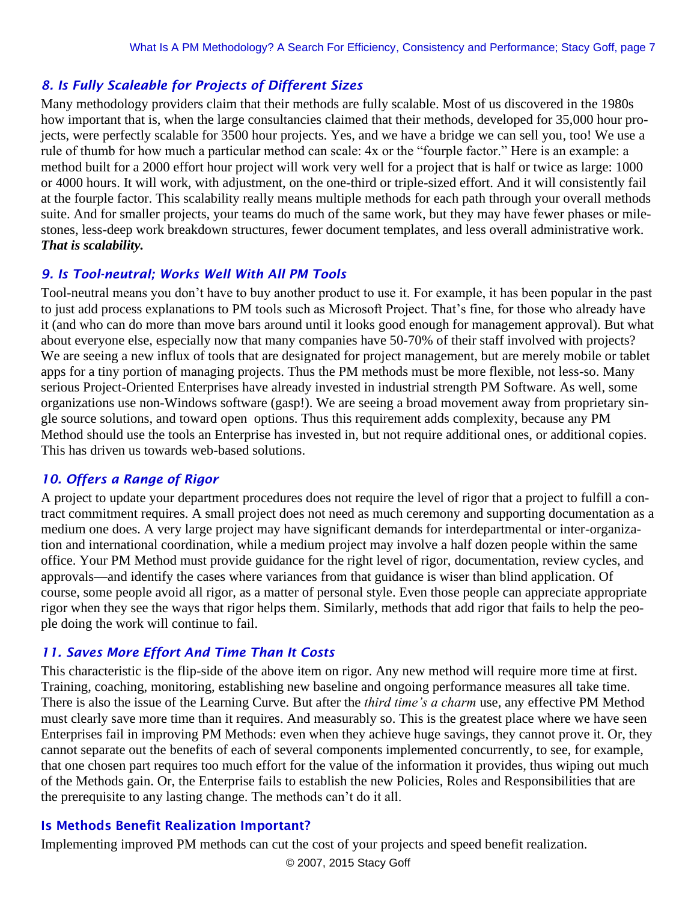### *8. Is Fully Scaleable for Projects of Different Sizes*

Many methodology providers claim that their methods are fully scalable. Most of us discovered in the 1980s how important that is, when the large consultancies claimed that their methods, developed for 35,000 hour projects, were perfectly scalable for 3500 hour projects. Yes, and we have a bridge we can sell you, too! We use a rule of thumb for how much a particular method can scale: 4x or the "fourple factor." Here is an example: a method built for a 2000 effort hour project will work very well for a project that is half or twice as large: 1000 or 4000 hours. It will work, with adjustment, on the one-third or triple-sized effort. And it will consistently fail at the fourple factor. This scalability really means multiple methods for each path through your overall methods suite. And for smaller projects, your teams do much of the same work, but they may have fewer phases or milestones, less-deep work breakdown structures, fewer document templates, and less overall administrative work. ***That is scalability.***

### *9. Is Tool-neutral; Works Well With All PM Tools*

Tool-neutral means you don't have to buy another product to use it. For example, it has been popular in the past to just add process explanations to PM tools such as Microsoft Project. That's fine, for those who already have it (and who can do more than move bars around until it looks good enough for management approval). But what about everyone else, especially now that many companies have 50-70% of their staff involved with projects? We are seeing a new influx of tools that are designated for project management, but are merely mobile or tablet apps for a tiny portion of managing projects. Thus the PM methods must be more flexible, not less-so. Many serious Project-Oriented Enterprises have already invested in industrial strength PM Software. As well, some organizations use non-Windows software (gasp!). We are seeing a broad movement away from proprietary single source solutions, and toward open options. Thus this requirement adds complexity, because any PM Method should use the tools an Enterprise has invested in, but not require additional ones, or additional copies. This has driven us towards web-based solutions.

### *10. Offers a Range of Rigor*

A project to update your department procedures does not require the level of rigor that a project to fulfill a contract commitment requires. A small project does not need as much ceremony and supporting documentation as a medium one does. A very large project may have significant demands for interdepartmental or inter-organization and international coordination, while a medium project may involve a half dozen people within the same office. Your PM Method must provide guidance for the right level of rigor, documentation, review cycles, and approvals—and identify the cases where variances from that guidance is wiser than blind application. Of course, some people avoid all rigor, as a matter of personal style. Even those people can appreciate appropriate rigor when they see the ways that rigor helps them. Similarly, methods that add rigor that fails to help the people doing the work will continue to fail.

### *11. Saves More Effort And Time Than It Costs*

This characteristic is the flip-side of the above item on rigor. Any new method will require more time at first. Training, coaching, monitoring, establishing new baseline and ongoing performance measures all take time. There is also the issue of the Learning Curve. But after the *third time's a charm* use, any effective PM Method must clearly save more time than it requires. And measurably so. This is the greatest place where we have seen Enterprises fail in improving PM Methods: even when they achieve huge savings, they cannot prove it. Or, they cannot separate out the benefits of each of several components implemented concurrently, to see, for example, that one chosen part requires too much effort for the value of the information it provides, thus wiping out much of the Methods gain. Or, the Enterprise fails to establish the new Policies, Roles and Responsibilities that are the prerequisite to any lasting change. The methods can't do it all.

### Is Methods Benefit Realization Important?

Implementing improved PM methods can cut the cost of your projects and speed benefit realization.

© 2007, 2015 Stacy Goff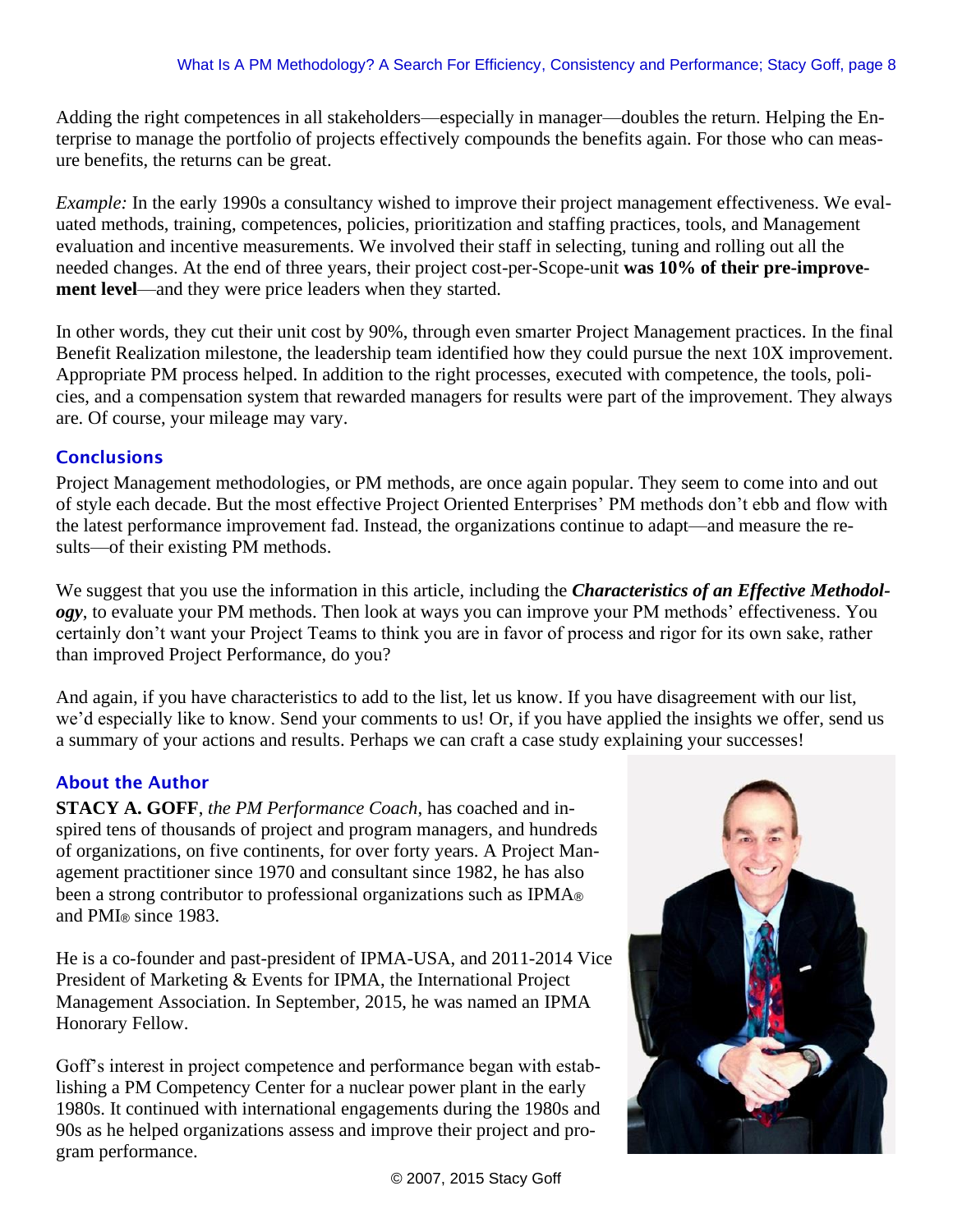Adding the right competences in all stakeholders—especially in manager—doubles the return. Helping the Enterprise to manage the portfolio of projects effectively compounds the benefits again. For those who can measure benefits, the returns can be great.

*Example:* In the early 1990s a consultancy wished to improve their project management effectiveness. We evaluated methods, training, competences, policies, prioritization and staffing practices, tools, and Management evaluation and incentive measurements. We involved their staff in selecting, tuning and rolling out all the needed changes. At the end of three years, their project cost-per-Scope-unit **was 10% of their pre-improvement level**—and they were price leaders when they started.

In other words, they cut their unit cost by 90%, through even smarter Project Management practices. In the final Benefit Realization milestone, the leadership team identified how they could pursue the next 10X improvement. Appropriate PM process helped. In addition to the right processes, executed with competence, the tools, policies, and a compensation system that rewarded managers for results were part of the improvement. They always are. Of course, your mileage may vary.

## Conclusions

Project Management methodologies, or PM methods, are once again popular. They seem to come into and out of style each decade. But the most effective Project Oriented Enterprises' PM methods don't ebb and flow with the latest performance improvement fad. Instead, the organizations continue to adapt—and measure the results—of their existing PM methods.

We suggest that you use the information in this article, including the ***Characteristics of an Effective Methodology***, to evaluate your PM methods. Then look at ways you can improve your PM methods' effectiveness. You certainly don't want your Project Teams to think you are in favor of process and rigor for its own sake, rather than improved Project Performance, do you?

And again, if you have characteristics to add to the list, let us know. If you have disagreement with our list, we'd especially like to know. Send your comments to us! Or, if you have applied the insights we offer, send us a summary of your actions and results. Perhaps we can craft a case study explaining your successes!

## About the Author

**STACY A. GOFF**, *the PM Performance Coach*, has coached and inspired tens of thousands of project and program managers, and hundreds of organizations, on five continents, for over forty years. A Project Management practitioner since 1970 and consultant since 1982, he has also been a strong contributor to professional organizations such as IPMA® and PMI® since 1983.

He is a co-founder and past-president of IPMA-USA, and 2011-2014 Vice President of Marketing & Events for IPMA, the International Project Management Association. In September, 2015, he was named an IPMA Honorary Fellow.

Goff's interest in project competence and performance began with establishing a PM Competency Center for a nuclear power plant in the early 1980s. It continued with international engagements during the 1980s and 90s as he helped organizations assess and improve their project and program performance.

© 2007, 2015 Stacy Goff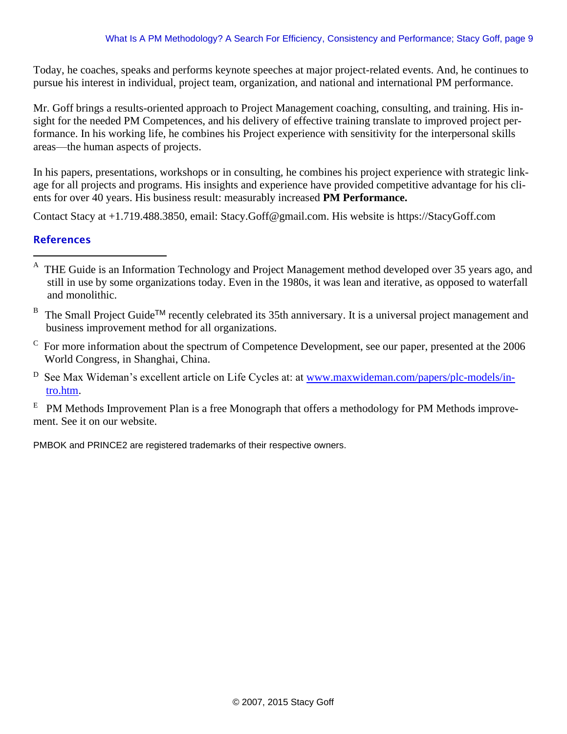Today, he coaches, speaks and performs keynote speeches at major project-related events. And, he continues to pursue his interest in individual, project team, organization, and national and international PM performance.

Mr. Goff brings a results-oriented approach to Project Management coaching, consulting, and training. His insight for the needed PM Competences, and his delivery of effective training translate to improved project performance. In his working life, he combines his Project experience with sensitivity for the interpersonal skills areas—the human aspects of projects.

In his papers, presentations, workshops or in consulting, he combines his project experience with strategic linkage for all projects and programs. His insights and experience have provided competitive advantage for his clients for over 40 years. His business result: measurably increased **PM Performance.**

Contact Stacy at +1.719.488.3850, email: Stacy.Goff@gmail.com. His website is https://StacyGoff.com

## References

[A] THE Guide is an Information Technology and Project Management method developed over 35 years ago, and still in use by some organizations today. Even in the 1980s, it was lean and iterative, as opposed to waterfall and monolithic.

[B] The Small Project Guide™ recently celebrated its 35th anniversary. It is a universal project management and business improvement method for all organizations.

[C] For more information about the spectrum of Competence Development, see our paper, presented at the 2006 World Congress, in Shanghai, China.

[D] See Max Wideman's excellent article on Life Cycles at: at [www.maxwideman.com/papers/plc-models/intro.htm](www.maxwideman.com/papers/plc-models/intro.htm).

[E] PM Methods Improvement Plan is a free Monograph that offers a methodology for PM Methods improvement. See it on our website.

PMBOK and PRINCE2 are registered trademarks of their respective owners.

© 2007, 2015 Stacy Goff